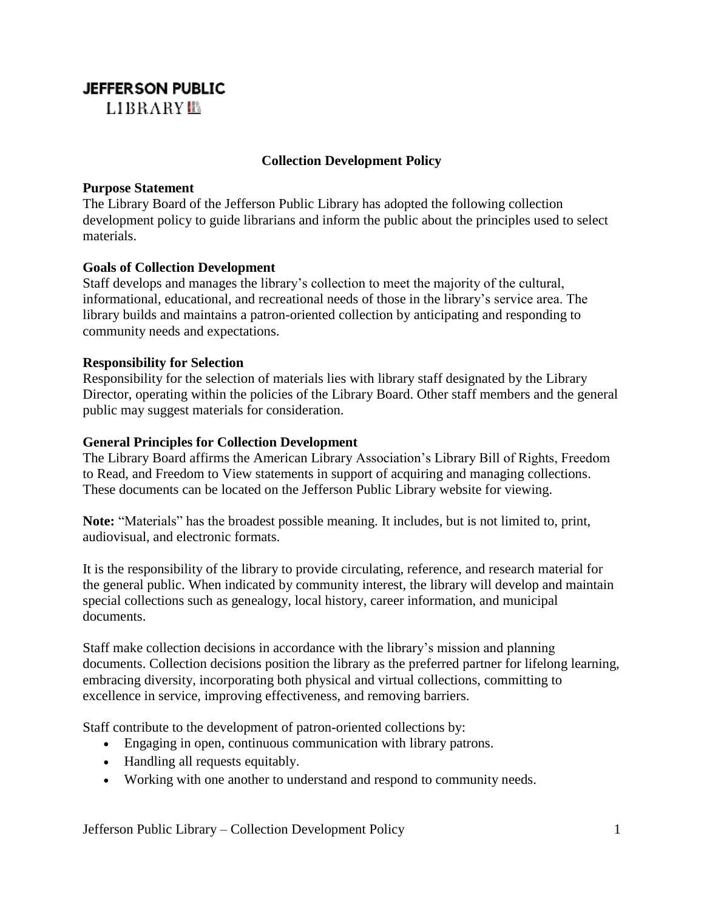**JEFFERSON PUBLIC**
LIBRARY

# Collection Development Policy

**Purpose Statement**
The Library Board of the Jefferson Public Library has adopted the following collection development policy to guide librarians and inform the public about the principles used to select materials.

**Goals of Collection Development**
Staff develops and manages the library's collection to meet the majority of the cultural, informational, educational, and recreational needs of those in the library's service area. The library builds and maintains a patron-oriented collection by anticipating and responding to community needs and expectations.

**Responsibility for Selection**
Responsibility for the selection of materials lies with library staff designated by the Library Director, operating within the policies of the Library Board. Other staff members and the general public may suggest materials for consideration.

**General Principles for Collection Development**
The Library Board affirms the American Library Association's Library Bill of Rights, Freedom to Read, and Freedom to View statements in support of acquiring and managing collections. These documents can be located on the Jefferson Public Library website for viewing.

**Note:** "Materials" has the broadest possible meaning. It includes, but is not limited to, print, audiovisual, and electronic formats.

It is the responsibility of the library to provide circulating, reference, and research material for the general public. When indicated by community interest, the library will develop and maintain special collections such as genealogy, local history, career information, and municipal documents.

Staff make collection decisions in accordance with the library's mission and planning documents. Collection decisions position the library as the preferred partner for lifelong learning, embracing diversity, incorporating both physical and virtual collections, committing to excellence in service, improving effectiveness, and removing barriers.

Staff contribute to the development of patron-oriented collections by:

- Engaging in open, continuous communication with library patrons.
- Handling all requests equitably.
- Working with one another to understand and respond to community needs.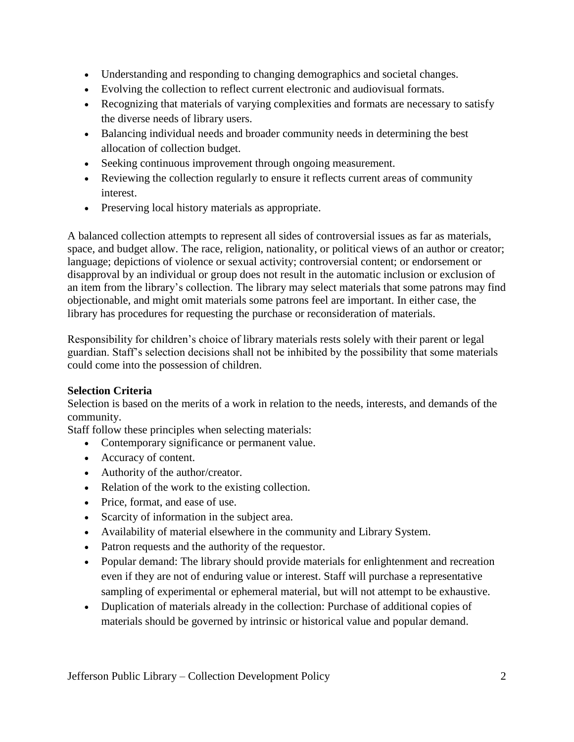- Understanding and responding to changing demographics and societal changes.
- Evolving the collection to reflect current electronic and audiovisual formats.
- Recognizing that materials of varying complexities and formats are necessary to satisfy the diverse needs of library users.
- Balancing individual needs and broader community needs in determining the best allocation of collection budget.
- Seeking continuous improvement through ongoing measurement.
- Reviewing the collection regularly to ensure it reflects current areas of community interest.
- Preserving local history materials as appropriate.

A balanced collection attempts to represent all sides of controversial issues as far as materials, space, and budget allow. The race, religion, nationality, or political views of an author or creator; language; depictions of violence or sexual activity; controversial content; or endorsement or disapproval by an individual or group does not result in the automatic inclusion or exclusion of an item from the library's collection. The library may select materials that some patrons may find objectionable, and might omit materials some patrons feel are important. In either case, the library has procedures for requesting the purchase or reconsideration of materials.

Responsibility for children's choice of library materials rests solely with their parent or legal guardian. Staff's selection decisions shall not be inhibited by the possibility that some materials could come into the possession of children.

**Selection Criteria**

Selection is based on the merits of a work in relation to the needs, interests, and demands of the community.

Staff follow these principles when selecting materials:

- Contemporary significance or permanent value.
- Accuracy of content.
- Authority of the author/creator.
- Relation of the work to the existing collection.
- Price, format, and ease of use.
- Scarcity of information in the subject area.
- Availability of material elsewhere in the community and Library System.
- Patron requests and the authority of the requestor.
- Popular demand: The library should provide materials for enlightenment and recreation even if they are not of enduring value or interest. Staff will purchase a representative sampling of experimental or ephemeral material, but will not attempt to be exhaustive.
- Duplication of materials already in the collection: Purchase of additional copies of materials should be governed by intrinsic or historical value and popular demand.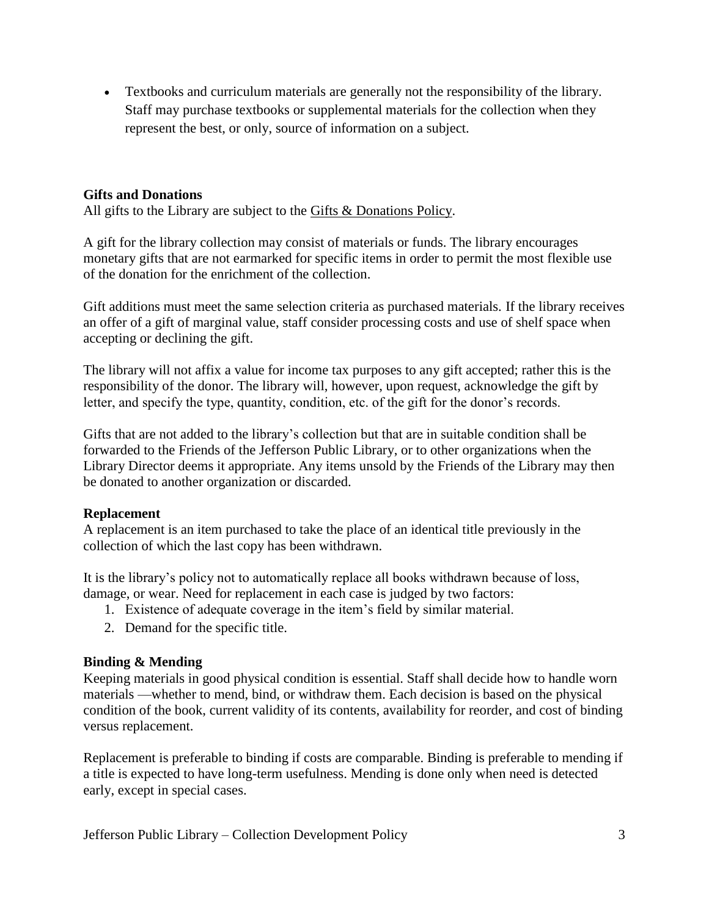- Textbooks and curriculum materials are generally not the responsibility of the library. Staff may purchase textbooks or supplemental materials for the collection when they represent the best, or only, source of information on a subject.

**Gifts and Donations**

All gifts to the Library are subject to the Gifts & Donations Policy.

A gift for the library collection may consist of materials or funds. The library encourages monetary gifts that are not earmarked for specific items in order to permit the most flexible use of the donation for the enrichment of the collection.

Gift additions must meet the same selection criteria as purchased materials. If the library receives an offer of a gift of marginal value, staff consider processing costs and use of shelf space when accepting or declining the gift.

The library will not affix a value for income tax purposes to any gift accepted; rather this is the responsibility of the donor. The library will, however, upon request, acknowledge the gift by letter, and specify the type, quantity, condition, etc. of the gift for the donor's records.

Gifts that are not added to the library's collection but that are in suitable condition shall be forwarded to the Friends of the Jefferson Public Library, or to other organizations when the Library Director deems it appropriate. Any items unsold by the Friends of the Library may then be donated to another organization or discarded.

**Replacement**

A replacement is an item purchased to take the place of an identical title previously in the collection of which the last copy has been withdrawn.

It is the library's policy not to automatically replace all books withdrawn because of loss, damage, or wear. Need for replacement in each case is judged by two factors:

1. Existence of adequate coverage in the item's field by similar material.
2. Demand for the specific title.

**Binding & Mending**

Keeping materials in good physical condition is essential. Staff shall decide how to handle worn materials —whether to mend, bind, or withdraw them. Each decision is based on the physical condition of the book, current validity of its contents, availability for reorder, and cost of binding versus replacement.

Replacement is preferable to binding if costs are comparable. Binding is preferable to mending if a title is expected to have long-term usefulness. Mending is done only when need is detected early, except in special cases.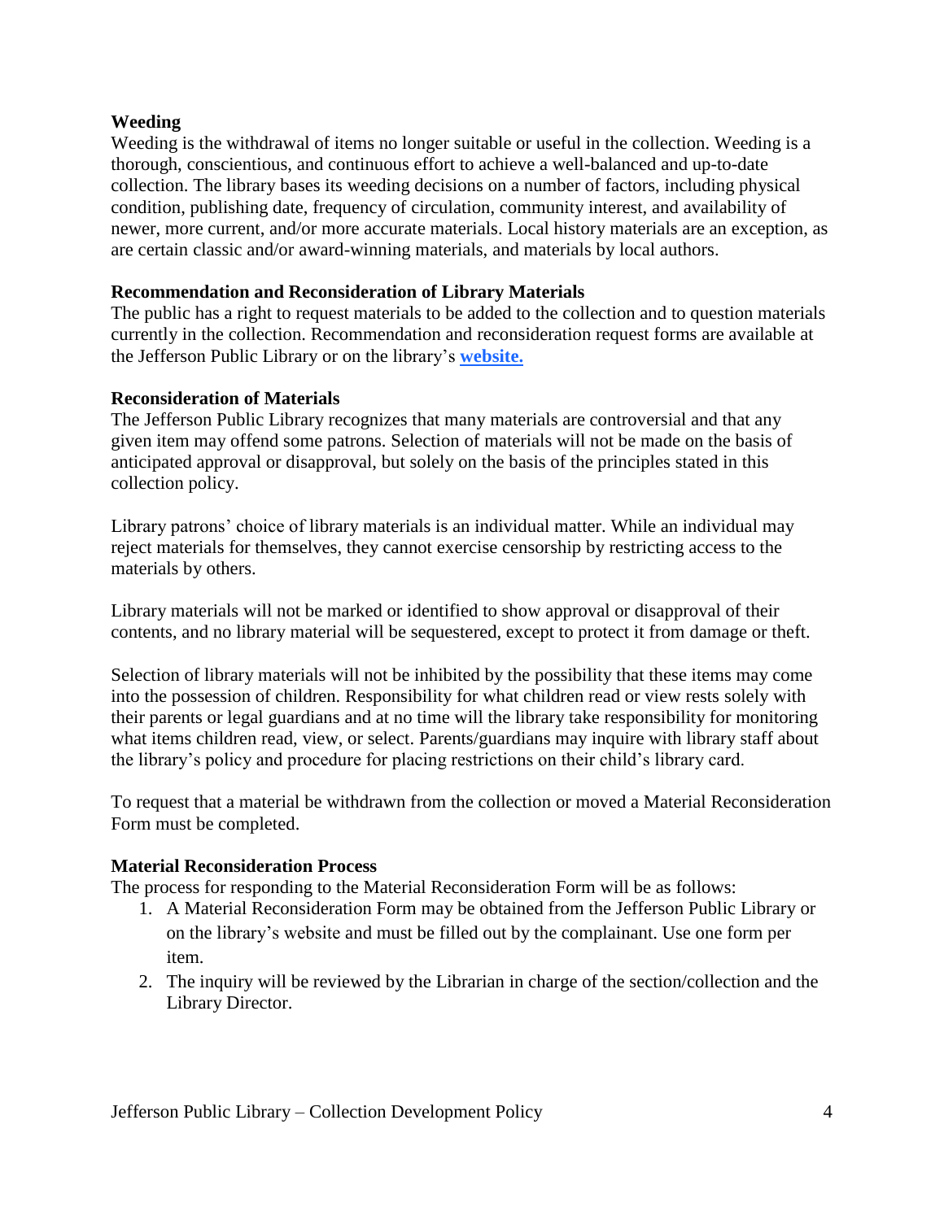**Weeding**

Weeding is the withdrawal of items no longer suitable or useful in the collection. Weeding is a thorough, conscientious, and continuous effort to achieve a well-balanced and up-to-date collection. The library bases its weeding decisions on a number of factors, including physical condition, publishing date, frequency of circulation, community interest, and availability of newer, more current, and/or more accurate materials. Local history materials are an exception, as are certain classic and/or award-winning materials, and materials by local authors.

**Recommendation and Reconsideration of Library Materials**

The public has a right to request materials to be added to the collection and to question materials currently in the collection. Recommendation and reconsideration request forms are available at the Jefferson Public Library or on the library's **website.**

**Reconsideration of Materials**

The Jefferson Public Library recognizes that many materials are controversial and that any given item may offend some patrons. Selection of materials will not be made on the basis of anticipated approval or disapproval, but solely on the basis of the principles stated in this collection policy.

Library patrons' choice of library materials is an individual matter. While an individual may reject materials for themselves, they cannot exercise censorship by restricting access to the materials by others.

Library materials will not be marked or identified to show approval or disapproval of their contents, and no library material will be sequestered, except to protect it from damage or theft.

Selection of library materials will not be inhibited by the possibility that these items may come into the possession of children. Responsibility for what children read or view rests solely with their parents or legal guardians and at no time will the library take responsibility for monitoring what items children read, view, or select. Parents/guardians may inquire with library staff about the library's policy and procedure for placing restrictions on their child's library card.

To request that a material be withdrawn from the collection or moved a Material Reconsideration Form must be completed.

**Material Reconsideration Process**

The process for responding to the Material Reconsideration Form will be as follows:

1. A Material Reconsideration Form may be obtained from the Jefferson Public Library or on the library's website and must be filled out by the complainant. Use one form per item.
2. The inquiry will be reviewed by the Librarian in charge of the section/collection and the Library Director.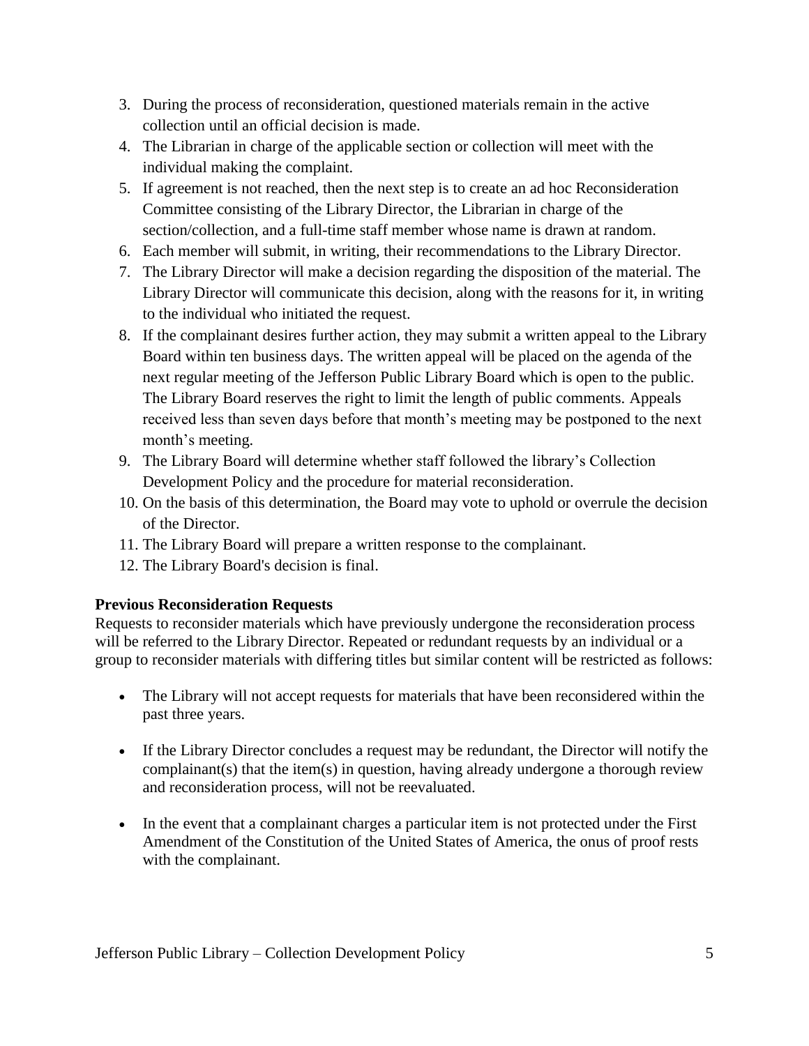3. During the process of reconsideration, questioned materials remain in the active collection until an official decision is made.
4. The Librarian in charge of the applicable section or collection will meet with the individual making the complaint.
5. If agreement is not reached, then the next step is to create an ad hoc Reconsideration Committee consisting of the Library Director, the Librarian in charge of the section/collection, and a full-time staff member whose name is drawn at random.
6. Each member will submit, in writing, their recommendations to the Library Director.
7. The Library Director will make a decision regarding the disposition of the material. The Library Director will communicate this decision, along with the reasons for it, in writing to the individual who initiated the request.
8. If the complainant desires further action, they may submit a written appeal to the Library Board within ten business days. The written appeal will be placed on the agenda of the next regular meeting of the Jefferson Public Library Board which is open to the public. The Library Board reserves the right to limit the length of public comments. Appeals received less than seven days before that month's meeting may be postponed to the next month's meeting.
9. The Library Board will determine whether staff followed the library's Collection Development Policy and the procedure for material reconsideration.
10. On the basis of this determination, the Board may vote to uphold or overrule the decision of the Director.
11. The Library Board will prepare a written response to the complainant.
12. The Library Board's decision is final.

**Previous Reconsideration Requests**

Requests to reconsider materials which have previously undergone the reconsideration process will be referred to the Library Director. Repeated or redundant requests by an individual or a group to reconsider materials with differing titles but similar content will be restricted as follows:

- The Library will not accept requests for materials that have been reconsidered within the past three years.
- If the Library Director concludes a request may be redundant, the Director will notify the complainant(s) that the item(s) in question, having already undergone a thorough review and reconsideration process, will not be reevaluated.
- In the event that a complainant charges a particular item is not protected under the First Amendment of the Constitution of the United States of America, the onus of proof rests with the complainant.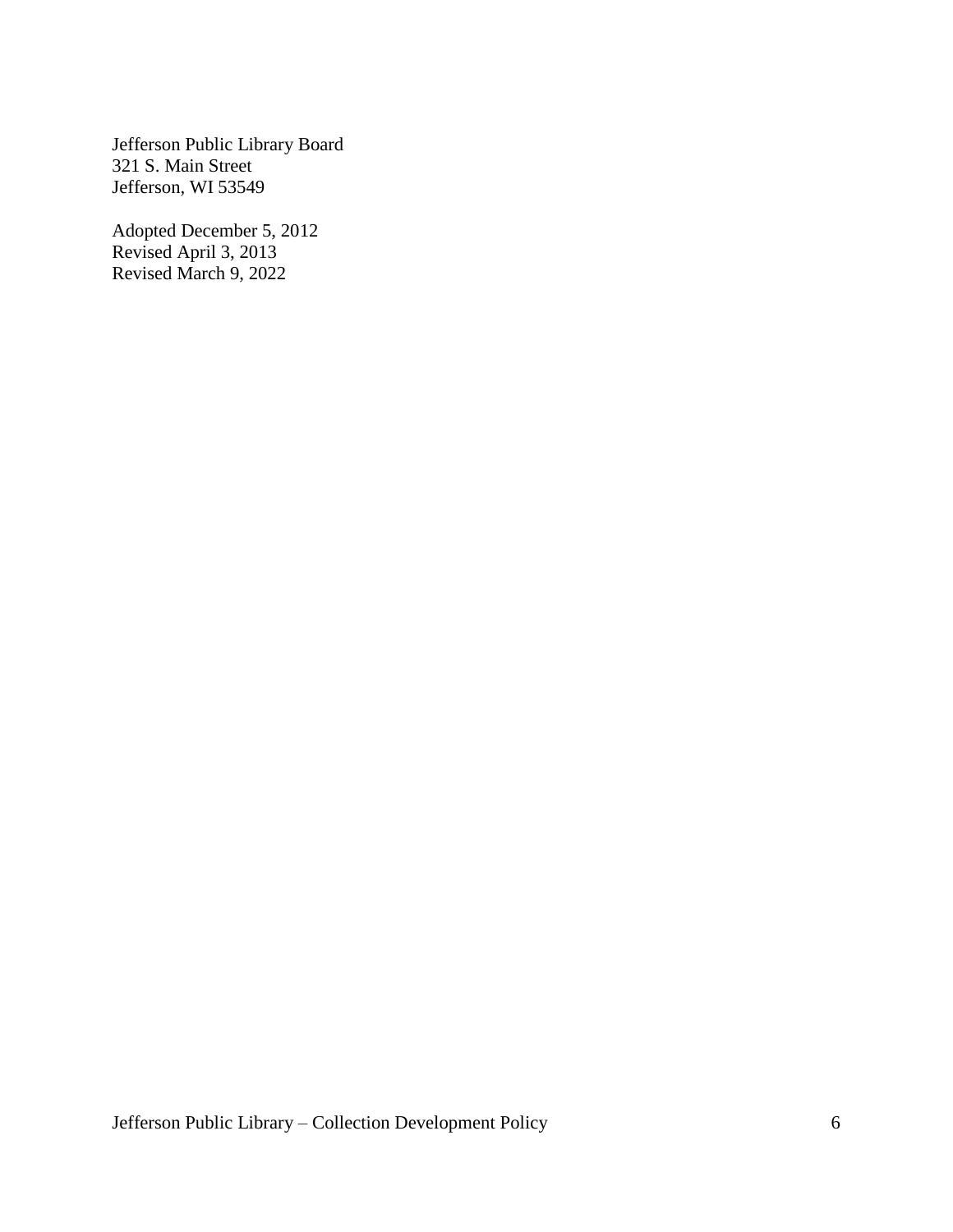Jefferson Public Library Board
321 S. Main Street
Jefferson, WI 53549

Adopted December 5, 2012
Revised April 3, 2013
Revised March 9, 2022